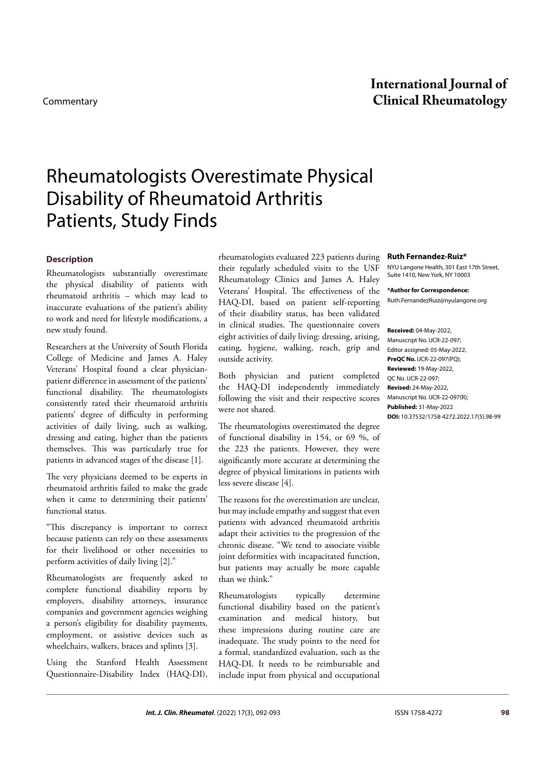Commentary

# Rheumatologists Overestimate Physical Disability of Rheumatoid Arthritis Patients, Study Finds

**Ruth Fernandez-Ruiz***

NYU Langone Health, 301 East 17th Street, Suite 1410, New York, NY 10003

***Author for Correspondence:**

Ruth.FernandezRuiz@nyulangone.org

**Received:** 04-May-2022, Manuscript No. IJCR-22-097; Editor assigned: 05-May-2022, **PreQC No.** IJCR-22-097(PQ); **Reviewed:** 19-May-2022, QC No. IJCR-22-097; **Revised:** 24-May-2022, Manuscript No. IJCR-22-097(R); **Published:** 31-May-2022 **DOI:** 10.37532/1758-4272.2022.17(5).98-99

## Description

Rheumatologists substantially overestimate the physical disability of patients with rheumatoid arthritis – which may lead to inaccurate evaluations of the patient's ability to work and need for lifestyle modifications, a new study found.

Researchers at the University of South Florida College of Medicine and James A. Haley Veterans' Hospital found a clear physician-patient difference in assessment of the patients' functional disability. The rheumatologists consistently rated their rheumatoid arthritis patients' degree of difficulty in performing activities of daily living, such as walking, dressing and eating, higher than the patients themselves. This was particularly true for patients in advanced stages of the disease [1].

The very physicians deemed to be experts in rheumatoid arthritis failed to make the grade when it came to determining their patients' functional status.

"This discrepancy is important to correct because patients can rely on these assessments for their livelihood or other necessities to perform activities of daily living [2]."

Rheumatologists are frequently asked to complete functional disability reports by employers, disability attorneys, insurance companies and government agencies weighing a person's eligibility for disability payments, employment, or assistive devices such as wheelchairs, walkers, braces and splints [3].

Using the Stanford Health Assessment Questionnaire-Disability Index (HAQ-DI), rheumatologists evaluated 223 patients during their regularly scheduled visits to the USF Rheumatology Clinics and James A. Haley Veterans' Hospital. The effectiveness of the HAQ-DI, based on patient self-reporting of their disability status, has been validated in clinical studies. The questionnaire covers eight activities of daily living: dressing, arising, eating, hygiene, walking, reach, grip and outside activity.

Both physician and patient completed the HAQ-DI independently immediately following the visit and their respective scores were not shared.

The rheumatologists overestimated the degree of functional disability in 154, or 69 %, of the 223 the patients. However, they were significantly more accurate at determining the degree of physical limitations in patients with less severe disease [4].

The reasons for the overestimation are unclear, but may include empathy and suggest that even patients with advanced rheumatoid arthritis adapt their activities to the progression of the chronic disease. "We tend to associate visible joint deformities with incapacitated function, but patients may actually be more capable than we think."

Rheumatologists typically determine functional disability based on the patient's examination and medical history, but these impressions during routine care are inadequate. The study points to the need for a formal, standardized evaluation, such as the HAQ-DI. It needs to be reimbursable and include input from physical and occupational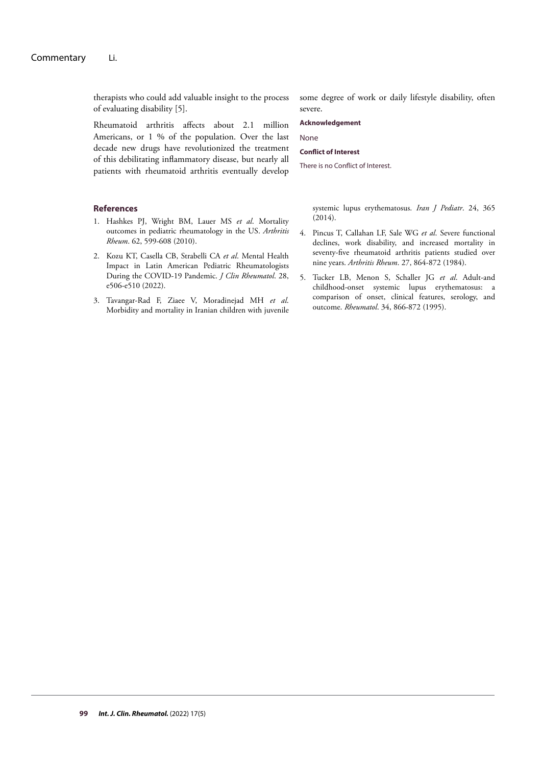therapists who could add valuable insight to the process of evaluating disability [5].

Rheumatoid arthritis affects about 2.1 million Americans, or 1 % of the population. Over the last decade new drugs have revolutionized the treatment of this debilitating inflammatory disease, but nearly all patients with rheumatoid arthritis eventually develop some degree of work or daily lifestyle disability, often severe.

#### Acknowledgement

None

#### Conflict of Interest

There is no Conflict of Interest.

### References

1. Hashkes PJ, Wright BM, Lauer MS *et al*. Mortality outcomes in pediatric rheumatology in the US. *Arthritis Rheum*. 62, 599-608 (2010).
2. Kozu KT, Casella CB, Strabelli CA *et al*. Mental Health Impact in Latin American Pediatric Rheumatologists During the COVID-19 Pandemic. *J Clin Rheumatol*. 28, e506-e510 (2022).
3. Tavangar-Rad F, Ziaee V, Moradinejad MH *et al*. Morbidity and mortality in Iranian children with juvenile systemic lupus erythematosus. *Iran J Pediatr*. 24, 365 (2014).
4. Pincus T, Callahan LF, Sale WG *et al*. Severe functional declines, work disability, and increased mortality in seventy-five rheumatoid arthritis patients studied over nine years. *Arthritis Rheum*. 27, 864-872 (1984).
5. Tucker LB, Menon S, Schaller JG *et al*. Adult-and childhood-onset systemic lupus erythematosus: a comparison of onset, clinical features, serology, and outcome. *Rheumatol*. 34, 866-872 (1995).